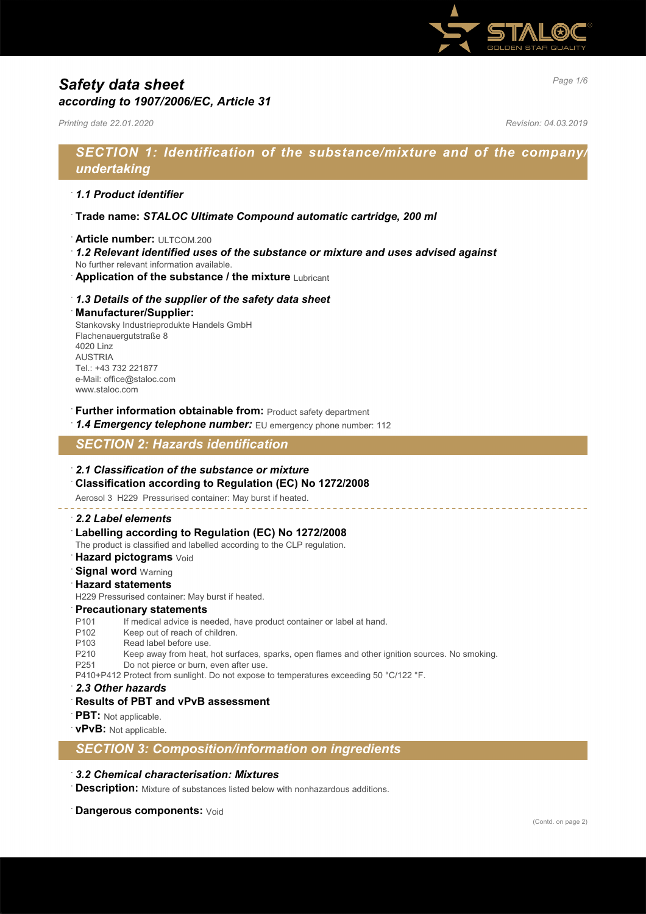# Safety data sheet
## *according to 1907/2006/EC, Article 31*

*Printing date 22.01.2020* *Revision: 04.03.2019*

## *SECTION 1: Identification of the substance/mixture and of the company/undertaking*

· ***1.1 Product identifier***

· **Trade name:** ***STALOC Ultimate Compound automatic cartridge, 200 ml***

· **Article number:** ULTCOM.200

· ***1.2 Relevant identified uses of the substance or mixture and uses advised against***
No further relevant information available.

· **Application of the substance / the mixture** Lubricant

· ***1.3 Details of the supplier of the safety data sheet***

· **Manufacturer/Supplier:**
Stankovsky Industrieprodukte Handels GmbH
Flachenauergutstraße 8
4020 Linz
AUSTRIA
Tel.: +43 732 221877
e-Mail: office@staloc.com
www.staloc.com

· **Further information obtainable from:** Product safety department

· ***1.4 Emergency telephone number:*** EU emergency phone number: 112

## *SECTION 2: Hazards identification*

· ***2.1 Classification of the substance or mixture***

· **Classification according to Regulation (EC) No 1272/2008**
Aerosol 3 H229 Pressurised container: May burst if heated.

· ***2.2 Label elements***

· **Labelling according to Regulation (EC) No 1272/2008**
The product is classified and labelled according to the CLP regulation.

· **Hazard pictograms** Void

· **Signal word** Warning

· **Hazard statements**
H229 Pressurised container: May burst if heated.

· **Precautionary statements**
P101 If medical advice is needed, have product container or label at hand.
P102 Keep out of reach of children.
P103 Read label before use.
P210 Keep away from heat, hot surfaces, sparks, open flames and other ignition sources. No smoking.
P251 Do not pierce or burn, even after use.
P410+P412 Protect from sunlight. Do not expose to temperatures exceeding 50 °C/122 °F.

· ***2.3 Other hazards***

· **Results of PBT and vPvB assessment**

· **PBT:** Not applicable.

· **vPvB:** Not applicable.

## *SECTION 3: Composition/information on ingredients*

· ***3.2 Chemical characterisation: Mixtures***

· **Description:** Mixture of substances listed below with nonhazardous additions.

· **Dangerous components:** Void

(Contd. on page 2)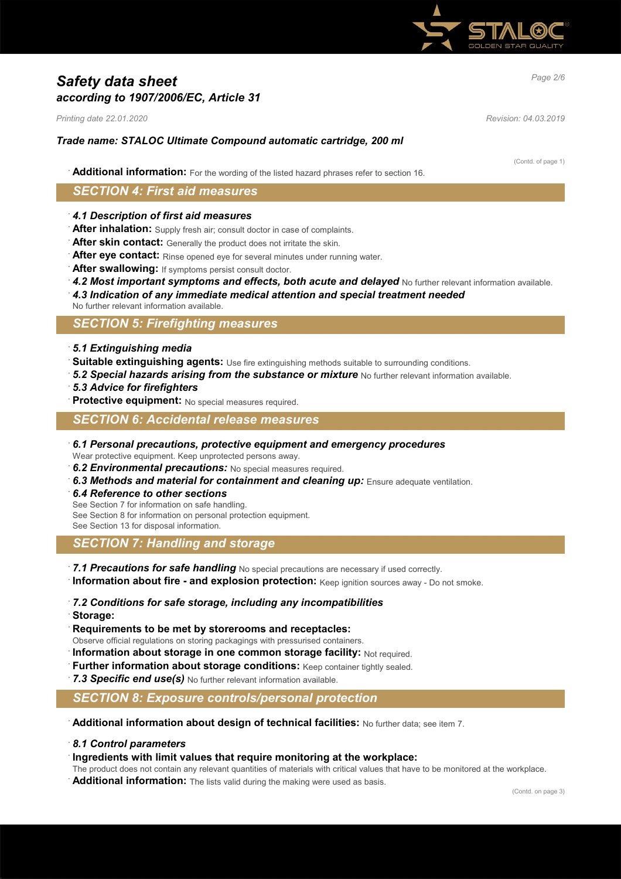# Safety data sheet
## according to 1907/2006/EC, Article 31

*Printing date 22.01.2020* *Revision: 04.03.2019*

***Trade name: STALOC Ultimate Compound automatic cartridge, 200 ml***

(Contd. of page 1)

· **Additional information:** For the wording of the listed hazard phrases refer to section 16.

## SECTION 4: First aid measures

· ***4.1 Description of first aid measures***
· **After inhalation:** Supply fresh air; consult doctor in case of complaints.
· **After skin contact:** Generally the product does not irritate the skin.
· **After eye contact:** Rinse opened eye for several minutes under running water.
· **After swallowing:** If symptoms persist consult doctor.
· ***4.2 Most important symptoms and effects, both acute and delayed*** No further relevant information available.
· ***4.3 Indication of any immediate medical attention and special treatment needed***
No further relevant information available.

## SECTION 5: Firefighting measures

· ***5.1 Extinguishing media***
· **Suitable extinguishing agents:** Use fire extinguishing methods suitable to surrounding conditions.
· ***5.2 Special hazards arising from the substance or mixture*** No further relevant information available.
· ***5.3 Advice for firefighters***
· **Protective equipment:** No special measures required.

## SECTION 6: Accidental release measures

· ***6.1 Personal precautions, protective equipment and emergency procedures***
Wear protective equipment. Keep unprotected persons away.
· ***6.2 Environmental precautions:*** No special measures required.
· ***6.3 Methods and material for containment and cleaning up:*** Ensure adequate ventilation.
· ***6.4 Reference to other sections***
See Section 7 for information on safe handling.
See Section 8 for information on personal protection equipment.
See Section 13 for disposal information.

## SECTION 7: Handling and storage

· ***7.1 Precautions for safe handling*** No special precautions are necessary if used correctly.
· **Information about fire - and explosion protection:** Keep ignition sources away - Do not smoke.

· ***7.2 Conditions for safe storage, including any incompatibilities***
· **Storage:**
· **Requirements to be met by storerooms and receptacles:**
Observe official regulations on storing packagings with pressurised containers.
· **Information about storage in one common storage facility:** Not required.
· **Further information about storage conditions:** Keep container tightly sealed.
· ***7.3 Specific end use(s)*** No further relevant information available.

## SECTION 8: Exposure controls/personal protection

· **Additional information about design of technical facilities:** No further data; see item 7.

· ***8.1 Control parameters***
· **Ingredients with limit values that require monitoring at the workplace:**
The product does not contain any relevant quantities of materials with critical values that have to be monitored at the workplace.
· **Additional information:** The lists valid during the making were used as basis.

(Contd. on page 3)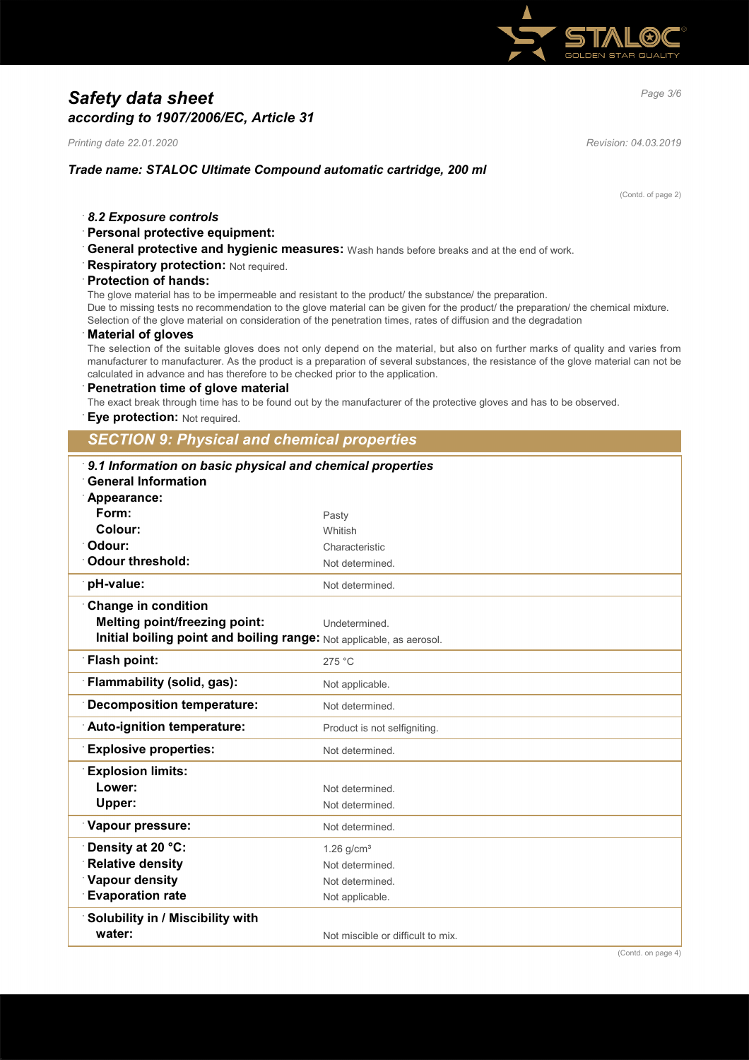# Safety data sheet
*according to 1907/2006/EC, Article 31*

*Printing date 22.01.2020* *Revision: 04.03.2019*

***Trade name: STALOC Ultimate Compound automatic cartridge, 200 ml***

(Contd. of page 2)

### *8.2 Exposure controls*

**Personal protective equipment:**

**General protective and hygienic measures:** Wash hands before breaks and at the end of work.

**Respiratory protection:** Not required.

**Protection of hands:**

The glove material has to be impermeable and resistant to the product/ the substance/ the preparation.
Due to missing tests no recommendation to the glove material can be given for the product/ the preparation/ the chemical mixture.
Selection of the glove material on consideration of the penetration times, rates of diffusion and the degradation

**Material of gloves**

The selection of the suitable gloves does not only depend on the material, but also on further marks of quality and varies from manufacturer to manufacturer. As the product is a preparation of several substances, the resistance of the glove material can not be calculated in advance and has therefore to be checked prior to the application.

**Penetration time of glove material**

The exact break through time has to be found out by the manufacturer of the protective gloves and has to be observed.

**Eye protection:** Not required.

## *SECTION 9: Physical and chemical properties*

### *9.1 Information on basic physical and chemical properties*

| **General Information** | |
|---|---|
| **Appearance:** | |
| **Form:** | Pasty |
| **Colour:** | Whitish |
| **Odour:** | Characteristic |
| **Odour threshold:** | Not determined. |
| **pH-value:** | Not determined. |
| **Change in condition** | |
| **Melting point/freezing point:** | Undetermined. |
| **Initial boiling point and boiling range:** | Not applicable, as aerosol. |
| **Flash point:** | 275 °C |
| **Flammability (solid, gas):** | Not applicable. |
| **Decomposition temperature:** | Not determined. |
| **Auto-ignition temperature:** | Product is not selfigniting. |
| **Explosive properties:** | Not determined. |
| **Explosion limits:** | |
| **Lower:** | Not determined. |
| **Upper:** | Not determined. |
| **Vapour pressure:** | Not determined. |
| **Density at 20 °C:** | 1.26 g/cm³ |
| **Relative density** | Not determined. |
| **Vapour density** | Not determined. |
| **Evaporation rate** | Not applicable. |
| **Solubility in / Miscibility with** | |
| **water:** | Not miscible or difficult to mix. |

(Contd. on page 4)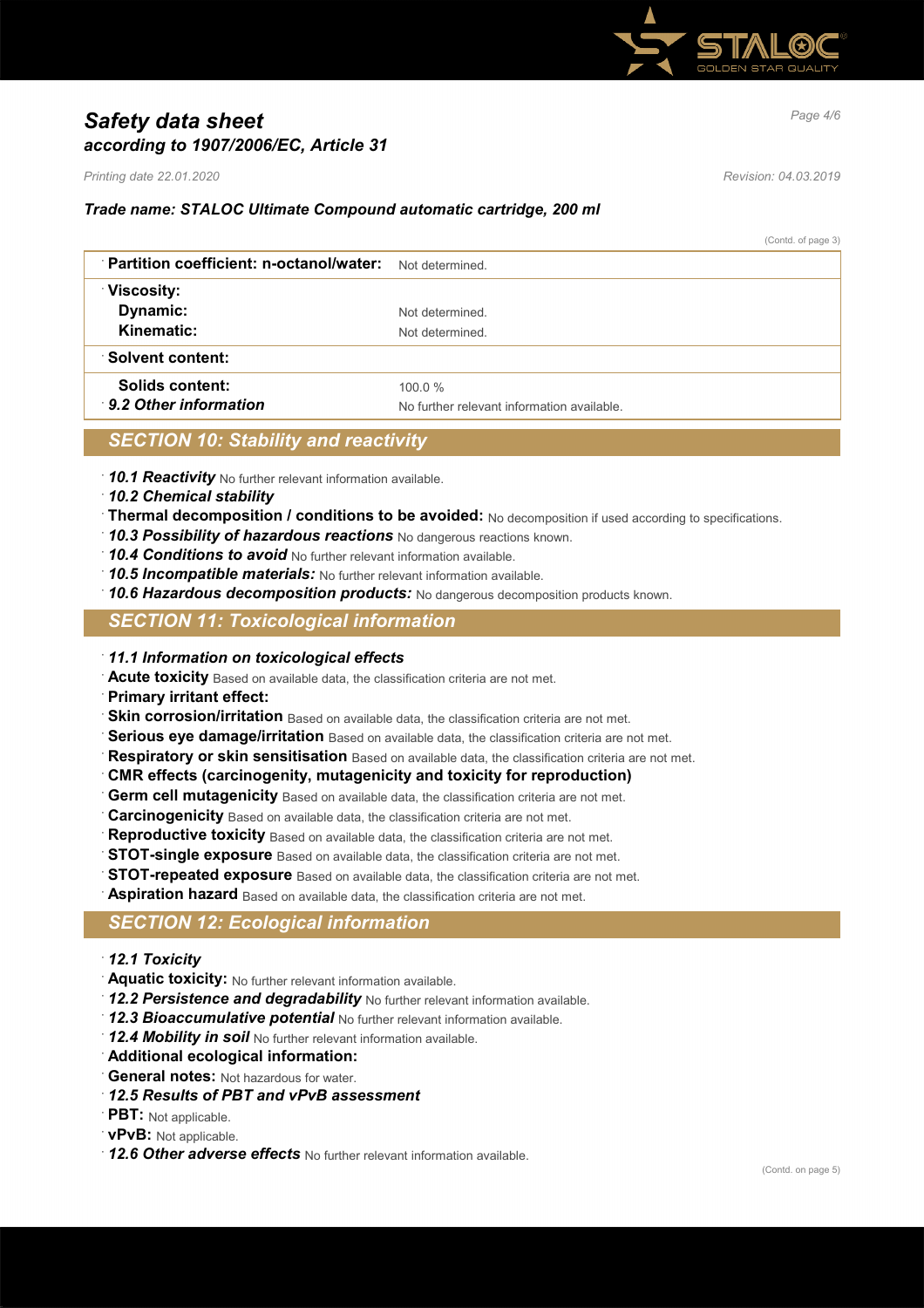# *Safety data sheet*
## *according to 1907/2006/EC, Article 31*

*Printing date 22.01.2020* *Revision: 04.03.2019*

***Trade name: STALOC Ultimate Compound automatic cartridge, 200 ml***

(Contd. of page 3)

| | |
|---|---|
| **Partition coefficient: n-octanol/water:** | Not determined. |
| **Viscosity:** | |
| **Dynamic:** | Not determined. |
| **Kinematic:** | Not determined. |
| **Solvent content:** | |
| **Solids content:** | 100.0 % |
| ***9.2 Other information*** | No further relevant information available. |

## *SECTION 10: Stability and reactivity*

- ***10.1 Reactivity*** No further relevant information available.
- ***10.2 Chemical stability***
- **Thermal decomposition / conditions to be avoided:** No decomposition if used according to specifications.
- ***10.3 Possibility of hazardous reactions*** No dangerous reactions known.
- ***10.4 Conditions to avoid*** No further relevant information available.
- ***10.5 Incompatible materials:*** No further relevant information available.
- ***10.6 Hazardous decomposition products:*** No dangerous decomposition products known.

## *SECTION 11: Toxicological information*

- ***11.1 Information on toxicological effects***
- **Acute toxicity** Based on available data, the classification criteria are not met.
- **Primary irritant effect:**
- **Skin corrosion/irritation** Based on available data, the classification criteria are not met.
- **Serious eye damage/irritation** Based on available data, the classification criteria are not met.
- **Respiratory or skin sensitisation** Based on available data, the classification criteria are not met.
- **CMR effects (carcinogenity, mutagenicity and toxicity for reproduction)**
- **Germ cell mutagenicity** Based on available data, the classification criteria are not met.
- **Carcinogenicity** Based on available data, the classification criteria are not met.
- **Reproductive toxicity** Based on available data, the classification criteria are not met.
- **STOT-single exposure** Based on available data, the classification criteria are not met.
- **STOT-repeated exposure** Based on available data, the classification criteria are not met.
- **Aspiration hazard** Based on available data, the classification criteria are not met.

## *SECTION 12: Ecological information*

- ***12.1 Toxicity***
- **Aquatic toxicity:** No further relevant information available.
- ***12.2 Persistence and degradability*** No further relevant information available.
- ***12.3 Bioaccumulative potential*** No further relevant information available.
- ***12.4 Mobility in soil*** No further relevant information available.
- **Additional ecological information:**
- **General notes:** Not hazardous for water.
- ***12.5 Results of PBT and vPvB assessment***
- **PBT:** Not applicable.
- **vPvB:** Not applicable.
- ***12.6 Other adverse effects*** No further relevant information available.

(Contd. on page 5)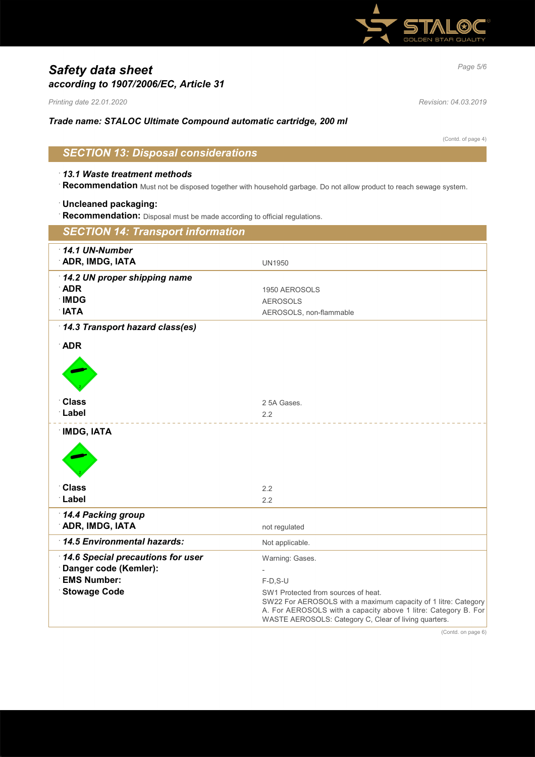# Safety data sheet
## according to 1907/2006/EC, Article 31

*Printing date 22.01.2020* *Revision: 04.03.2019*

**Trade name: STALOC Ultimate Compound automatic cartridge, 200 ml**

(Contd. of page 4)

## SECTION 13: Disposal considerations

**13.1 Waste treatment methods**

**Recommendation** Must not be disposed together with household garbage. Do not allow product to reach sewage system.

**Uncleaned packaging:**

**Recommendation:** Disposal must be made according to official regulations.

## SECTION 14: Transport information

| | |
|---|---|
| **14.1 UN-Number** | |
| **ADR, IMDG, IATA** | UN1950 |
| **14.2 UN proper shipping name** | |
| **ADR** | 1950 AEROSOLS |
| **IMDG** | AEROSOLS |
| **IATA** | AEROSOLS, non-flammable |
| **14.3 Transport hazard class(es)** | |
| **ADR** | |
| **Class** | 2 5A Gases. |
| **Label** | 2.2 |
| **IMDG, IATA** | |
| **Class** | 2.2 |
| **Label** | 2.2 |
| **14.4 Packing group** | |
| **ADR, IMDG, IATA** | not regulated |
| **14.5 Environmental hazards:** | Not applicable. |
| **14.6 Special precautions for user** | Warning: Gases. |
| **Danger code (Kemler):** | - |
| **EMS Number:** | F-D,S-U |
| **Stowage Code** | SW1 Protected from sources of heat. SW22 For AEROSOLS with a maximum capacity of 1 litre: Category A. For AEROSOLS with a capacity above 1 litre: Category B. For WASTE AEROSOLS: Category C, Clear of living quarters. |

(Contd. on page 6)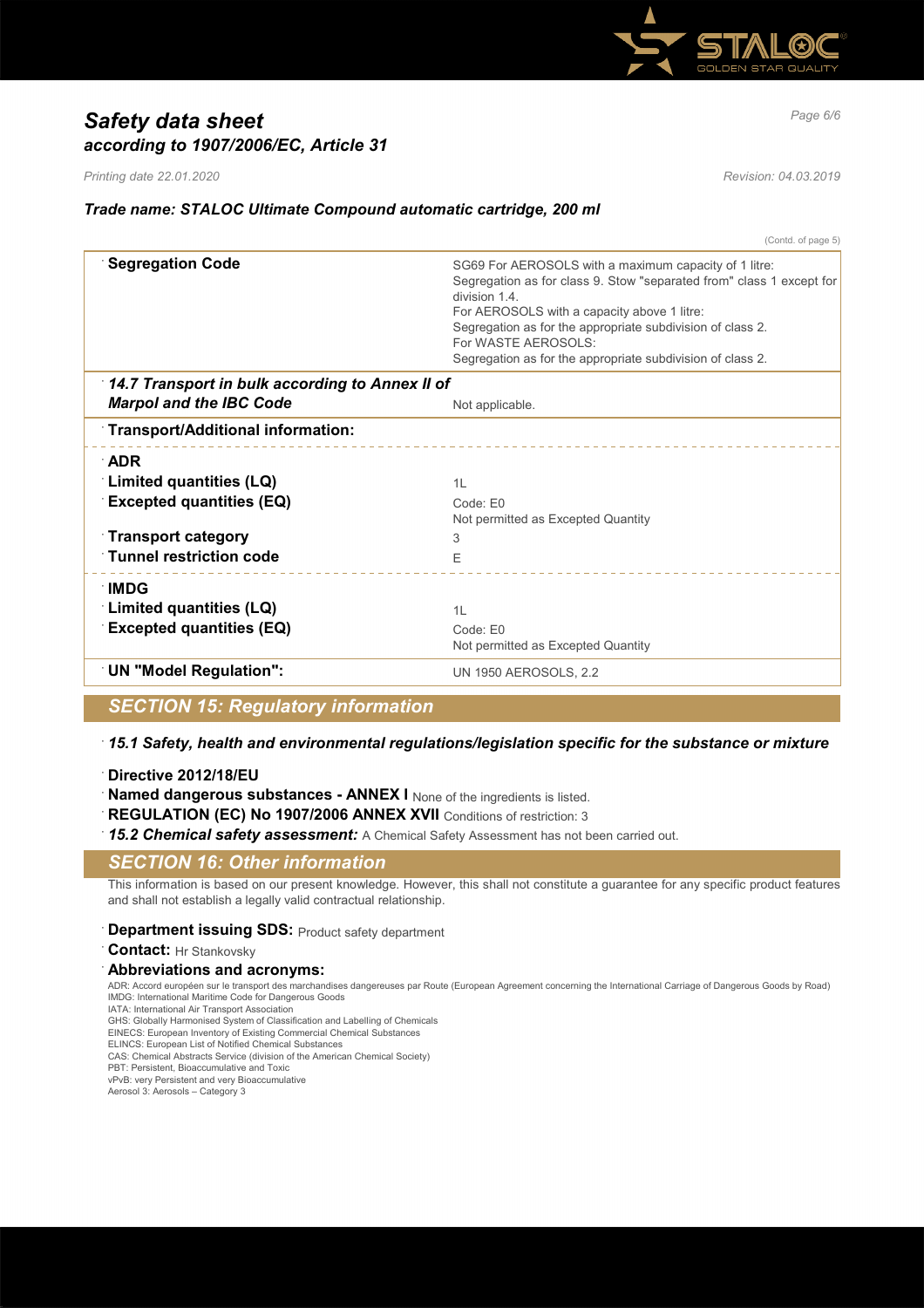# Safety data sheet
## according to 1907/2006/EC, Article 31

*Printing date 22.01.2020* *Revision: 04.03.2019*

### Trade name: STALOC Ultimate Compound automatic cartridge, 200 ml

(Contd. of page 5)

| | |
|---|---|
| **Segregation Code** | SG69 For AEROSOLS with a maximum capacity of 1 litre: Segregation as for class 9. Stow "separated from" class 1 except for division 1.4. For AEROSOLS with a capacity above 1 litre: Segregation as for the appropriate subdivision of class 2. For WASTE AEROSOLS: Segregation as for the appropriate subdivision of class 2. |
| ***14.7 Transport in bulk according to Annex II of Marpol and the IBC Code*** | Not applicable. |
| **Transport/Additional information:** | |
| **ADR** | |
| **Limited quantities (LQ)** | 1L |
| **Excepted quantities (EQ)** | Code: E0<br>Not permitted as Excepted Quantity |
| **Transport category** | 3 |
| **Tunnel restriction code** | E |
| **IMDG** | |
| **Limited quantities (LQ)** | 1L |
| **Excepted quantities (EQ)** | Code: E0<br>Not permitted as Excepted Quantity |
| **UN "Model Regulation":** | UN 1950 AEROSOLS, 2.2 |

## SECTION 15: Regulatory information

***15.1 Safety, health and environmental regulations/legislation specific for the substance or mixture***

**Directive 2012/18/EU**

**Named dangerous substances - ANNEX I** None of the ingredients is listed.

**REGULATION (EC) No 1907/2006 ANNEX XVII** Conditions of restriction: 3

***15.2 Chemical safety assessment:*** A Chemical Safety Assessment has not been carried out.

## SECTION 16: Other information

This information is based on our present knowledge. However, this shall not constitute a guarantee for any specific product features and shall not establish a legally valid contractual relationship.

**Department issuing SDS:** Product safety department

**Contact:** Hr Stankovsky

**Abbreviations and acronyms:**

ADR: Accord européen sur le transport des marchandises dangereuses par Route (European Agreement concerning the International Carriage of Dangerous Goods by Road)
IMDG: International Maritime Code for Dangerous Goods
IATA: International Air Transport Association
GHS: Globally Harmonised System of Classification and Labelling of Chemicals
EINECS: European Inventory of Existing Commercial Chemical Substances
ELINCS: European List of Notified Chemical Substances
CAS: Chemical Abstracts Service (division of the American Chemical Society)
PBT: Persistent, Bioaccumulative and Toxic
vPvB: very Persistent and very Bioaccumulative
Aerosol 3: Aerosols – Category 3